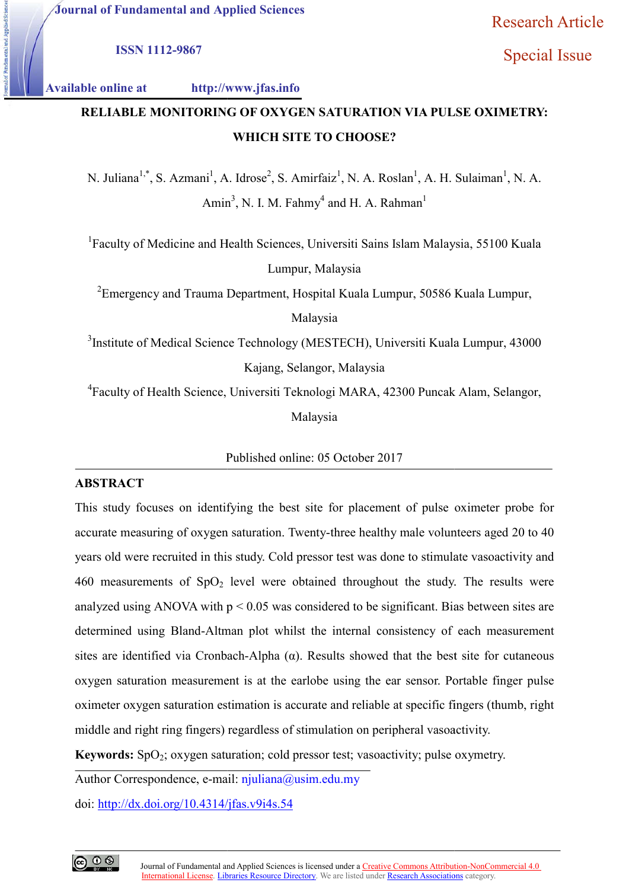Journal of Fundamental and Applied Sciences

ISSN 1112-9867

Available online at http://www.jfas.info

Research Article

Special Issue

# RELIABLE MONITORING OF OXYGEN SATURATION VIA PULSE OXIMETRY: WHICH SITE TO CHOOSE?

N. Juliana[1,*], S. Azmani[1], A. Idrose[2], S. Amirfaiz[1], N. A. Roslan[1], A. H. Sulaiman[1], N. A. Amin[3], N. I. M. Fahmy[4] and H. A. Rahman[1]

[1]Faculty of Medicine and Health Sciences, Universiti Sains Islam Malaysia, 55100 Kuala Lumpur, Malaysia

[2]Emergency and Trauma Department, Hospital Kuala Lumpur, 50586 Kuala Lumpur, Malaysia

[3]Institute of Medical Science Technology (MESTECH), Universiti Kuala Lumpur, 43000 Kajang, Selangor, Malaysia

[4]Faculty of Health Science, Universiti Teknologi MARA, 42300 Puncak Alam, Selangor, Malaysia

Published online: 05 October 2017

## ABSTRACT

This study focuses on identifying the best site for placement of pulse oximeter probe for accurate measuring of oxygen saturation. Twenty-three healthy male volunteers aged 20 to 40 years old were recruited in this study. Cold pressor test was done to stimulate vasoactivity and 460 measurements of $SpO_2$ level were obtained throughout the study. The results were analyzed using ANOVA with $p < 0.05$ was considered to be significant. Bias between sites are determined using Bland-Altman plot whilst the internal consistency of each measurement sites are identified via Cronbach-Alpha ($\alpha$). Results showed that the best site for cutaneous oxygen saturation measurement is at the earlobe using the ear sensor. Portable finger pulse oximeter oxygen saturation estimation is accurate and reliable at specific fingers (thumb, right middle and right ring fingers) regardless of stimulation on peripheral vasoactivity.

**Keywords:** $SpO_2$; oxygen saturation; cold pressor test; vasoactivity; pulse oxymetry.

Author Correspondence, e-mail: njuliana@usim.edu.my

doi: http://dx.doi.org/10.4314/jfas.v9i4s.54

Journal of Fundamental and Applied Sciences is licensed under a Creative Commons Attribution-NonCommercial 4.0 International License. Libraries Resource Directory. We are listed under Research Associations category.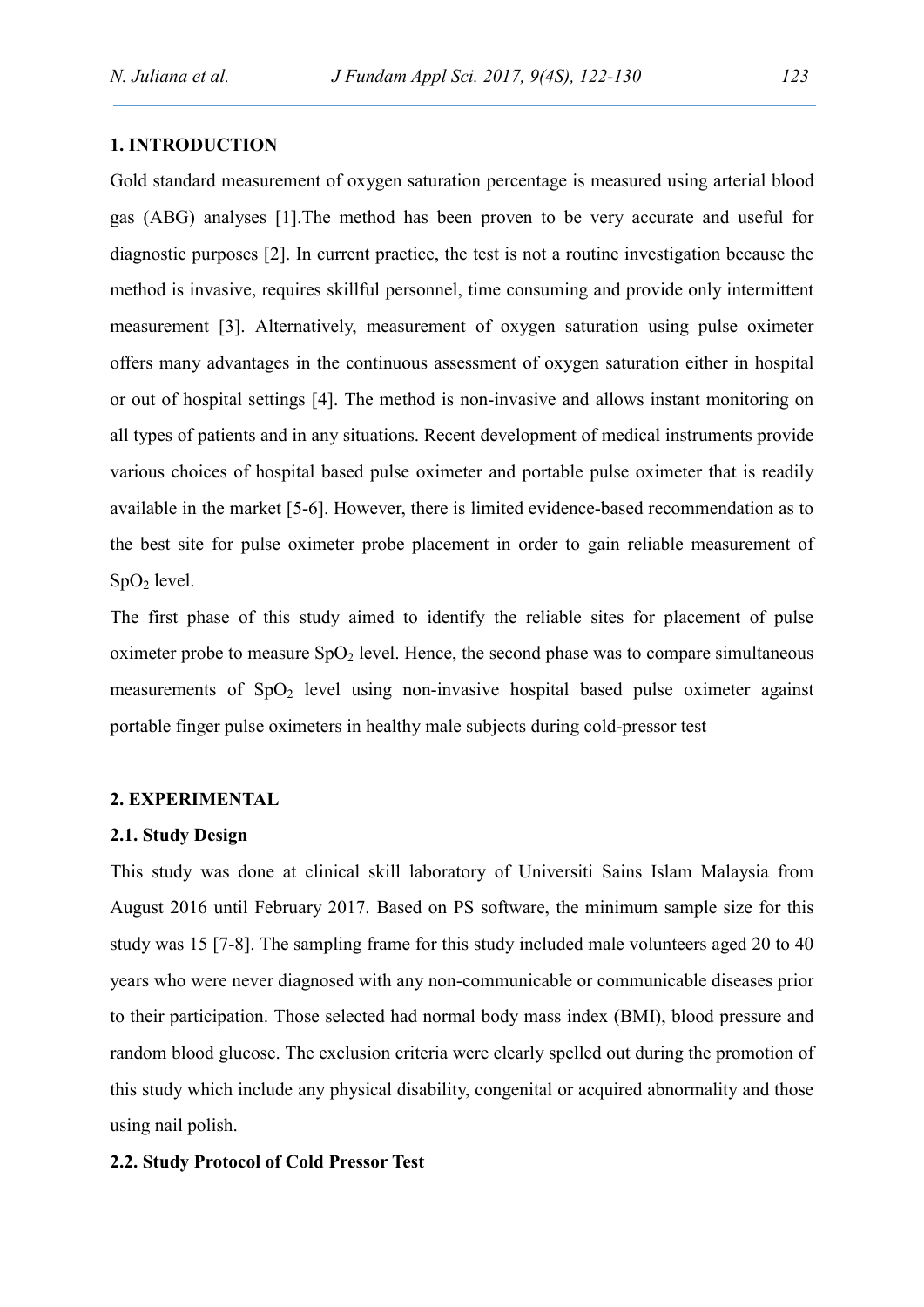## 1. INTRODUCTION

Gold standard measurement of oxygen saturation percentage is measured using arterial blood gas (ABG) analyses [1].The method has been proven to be very accurate and useful for diagnostic purposes [2]. In current practice, the test is not a routine investigation because the method is invasive, requires skillful personnel, time consuming and provide only intermittent measurement [3]. Alternatively, measurement of oxygen saturation using pulse oximeter offers many advantages in the continuous assessment of oxygen saturation either in hospital or out of hospital settings [4]. The method is non-invasive and allows instant monitoring on all types of patients and in any situations. Recent development of medical instruments provide various choices of hospital based pulse oximeter and portable pulse oximeter that is readily available in the market [5-6]. However, there is limited evidence-based recommendation as to the best site for pulse oximeter probe placement in order to gain reliable measurement of $SpO_2$ level.

The first phase of this study aimed to identify the reliable sites for placement of pulse oximeter probe to measure $SpO_2$ level. Hence, the second phase was to compare simultaneous measurements of $SpO_2$ level using non-invasive hospital based pulse oximeter against portable finger pulse oximeters in healthy male subjects during cold-pressor test

## 2. EXPERIMENTAL

### 2.1. Study Design

This study was done at clinical skill laboratory of Universiti Sains Islam Malaysia from August 2016 until February 2017. Based on PS software, the minimum sample size for this study was 15 [7-8]. The sampling frame for this study included male volunteers aged 20 to 40 years who were never diagnosed with any non-communicable or communicable diseases prior to their participation. Those selected had normal body mass index (BMI), blood pressure and random blood glucose. The exclusion criteria were clearly spelled out during the promotion of this study which include any physical disability, congenital or acquired abnormality and those using nail polish.

### 2.2. Study Protocol of Cold Pressor Test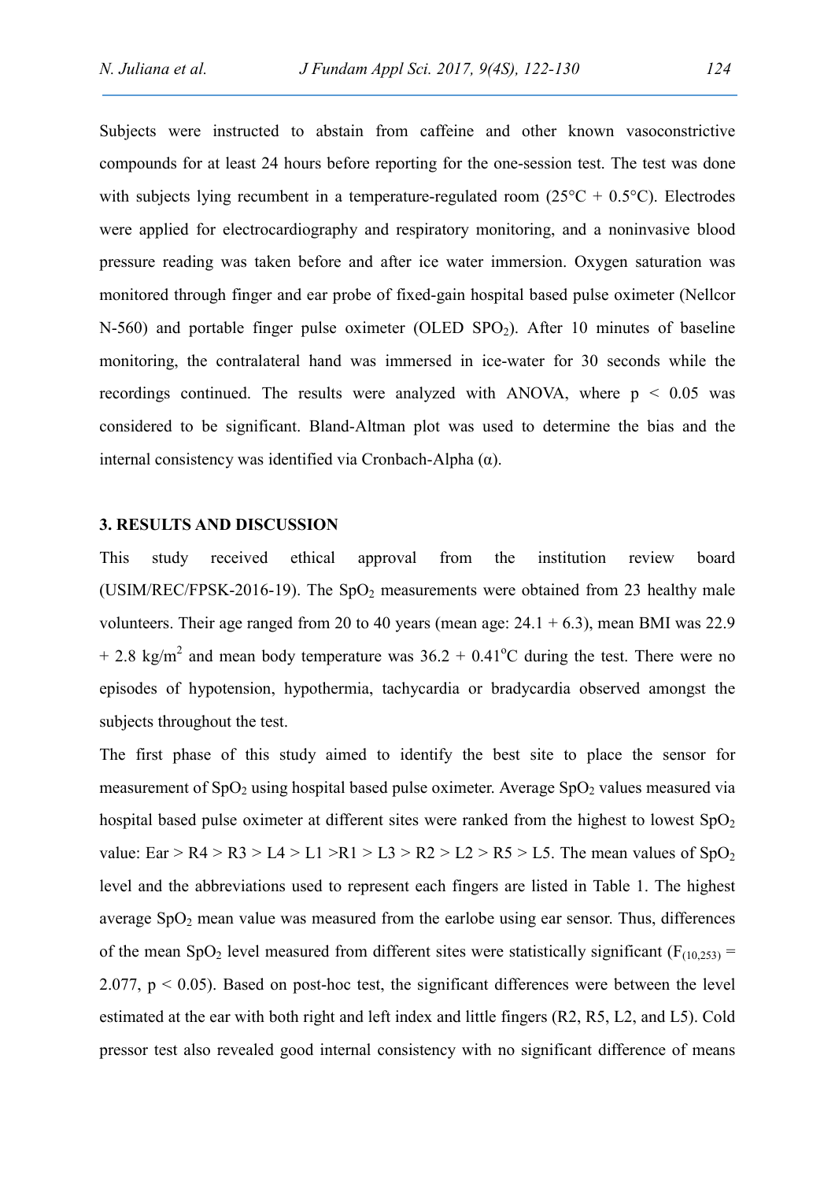Subjects were instructed to abstain from caffeine and other known vasoconstrictive compounds for at least 24 hours before reporting for the one-session test. The test was done with subjects lying recumbent in a temperature-regulated room (25°C + 0.5°C). Electrodes were applied for electrocardiography and respiratory monitoring, and a noninvasive blood pressure reading was taken before and after ice water immersion. Oxygen saturation was monitored through finger and ear probe of fixed-gain hospital based pulse oximeter (Nellcor N-560) and portable finger pulse oximeter (OLED $SPO_2$). After 10 minutes of baseline monitoring, the contralateral hand was immersed in ice-water for 30 seconds while the recordings continued. The results were analyzed with ANOVA, where $p < 0.05$ was considered to be significant. Bland-Altman plot was used to determine the bias and the internal consistency was identified via Cronbach-Alpha (α).

## 3. RESULTS AND DISCUSSION

This study received ethical approval from the institution review board (USIM/REC/FPSK-2016-19). The $SpO_2$ measurements were obtained from 23 healthy male volunteers. Their age ranged from 20 to 40 years (mean age: 24.1 + 6.3), mean BMI was 22.9 + 2.8 kg/m$^2$ and mean body temperature was 36.2 + 0.41$^o$C during the test. There were no episodes of hypotension, hypothermia, tachycardia or bradycardia observed amongst the subjects throughout the test.

The first phase of this study aimed to identify the best site to place the sensor for measurement of $SpO_2$ using hospital based pulse oximeter. Average $SpO_2$ values measured via hospital based pulse oximeter at different sites were ranked from the highest to lowest $SpO_2$ value: Ear > R4 > R3 > L4 > L1 >R1 > L3 > R2 > L2 > R5 > L5. The mean values of $SpO_2$ level and the abbreviations used to represent each fingers are listed in Table 1. The highest average $SpO_2$ mean value was measured from the earlobe using ear sensor. Thus, differences of the mean $SpO_2$ level measured from different sites were statistically significant ($F_{(10,253)} = 2.077$, $p < 0.05$). Based on post-hoc test, the significant differences were between the level estimated at the ear with both right and left index and little fingers (R2, R5, L2, and L5). Cold pressor test also revealed good internal consistency with no significant difference of means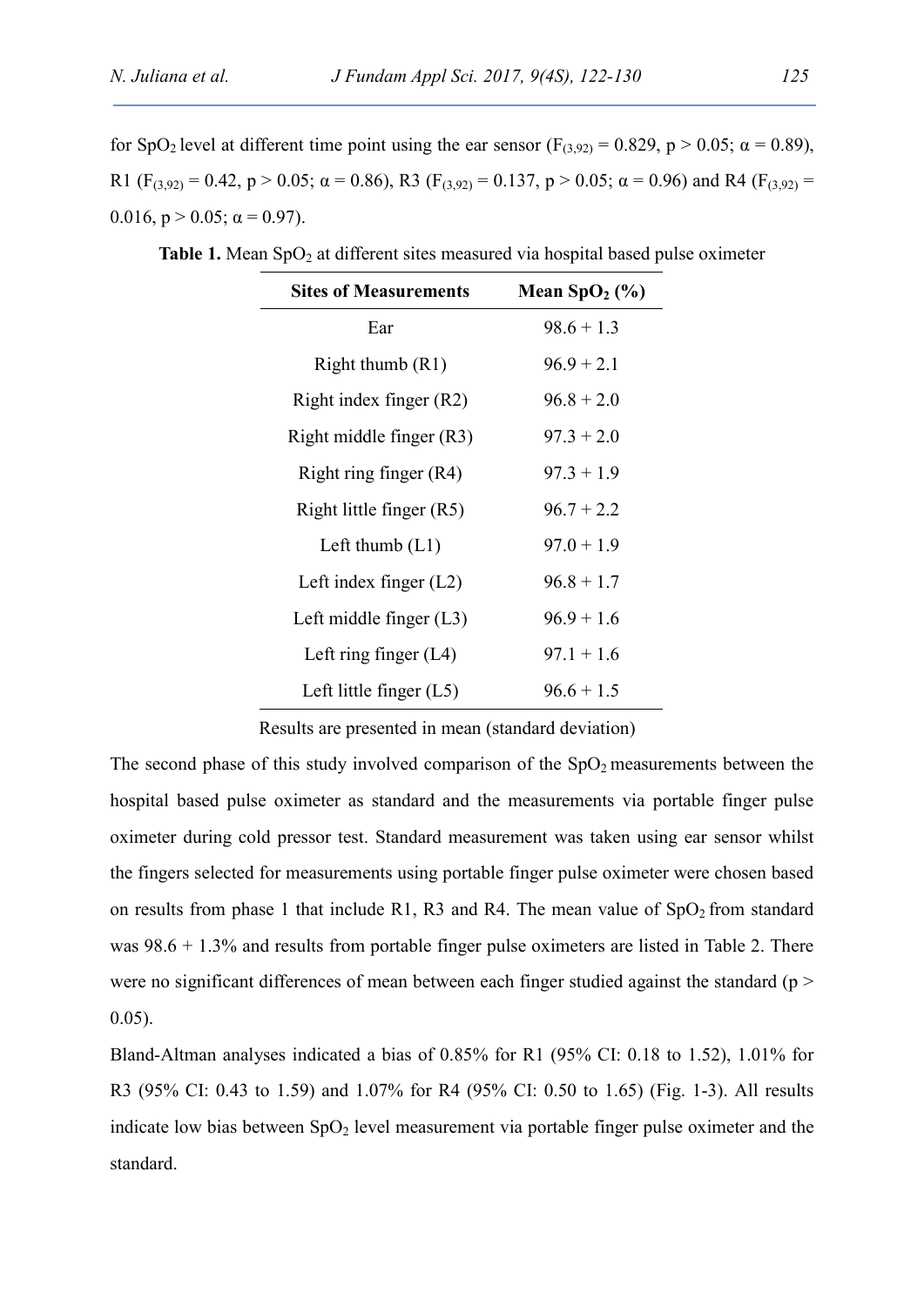for $SpO_2$ level at different time point using the ear sensor ($F_{(3,92)} = 0.829$, $p > 0.05$; $\alpha = 0.89$), R1 ($F_{(3,92)} = 0.42$, $p > 0.05$; $\alpha = 0.86$), R3 ($F_{(3,92)} = 0.137$, $p > 0.05$; $\alpha = 0.96$) and R4 ($F_{(3,92)} = 0.016$, $p > 0.05$; $\alpha = 0.97$).

**Table 1.** Mean $SpO_2$ at different sites measured via hospital based pulse oximeter

| Sites of Measurements | Mean $SpO_2$ (%) |
|---|---|
| Ear | 98.6 + 1.3 |
| Right thumb (R1) | 96.9 + 2.1 |
| Right index finger (R2) | 96.8 + 2.0 |
| Right middle finger (R3) | 97.3 + 2.0 |
| Right ring finger (R4) | 97.3 + 1.9 |
| Right little finger (R5) | 96.7 + 2.2 |
| Left thumb (L1) | 97.0 + 1.9 |
| Left index finger (L2) | 96.8 + 1.7 |
| Left middle finger (L3) | 96.9 + 1.6 |
| Left ring finger (L4) | 97.1 + 1.6 |
| Left little finger (L5) | 96.6 + 1.5 |

Results are presented in mean (standard deviation)

The second phase of this study involved comparison of the $SpO_2$ measurements between the hospital based pulse oximeter as standard and the measurements via portable finger pulse oximeter during cold pressor test. Standard measurement was taken using ear sensor whilst the fingers selected for measurements using portable finger pulse oximeter were chosen based on results from phase 1 that include R1, R3 and R4. The mean value of $SpO_2$ from standard was 98.6 + 1.3% and results from portable finger pulse oximeters are listed in Table 2. There were no significant differences of mean between each finger studied against the standard ($p > 0.05$).

Bland-Altman analyses indicated a bias of 0.85% for R1 (95% CI: 0.18 to 1.52), 1.01% for R3 (95% CI: 0.43 to 1.59) and 1.07% for R4 (95% CI: 0.50 to 1.65) (Fig. 1-3). All results indicate low bias between $SpO_2$ level measurement via portable finger pulse oximeter and the standard.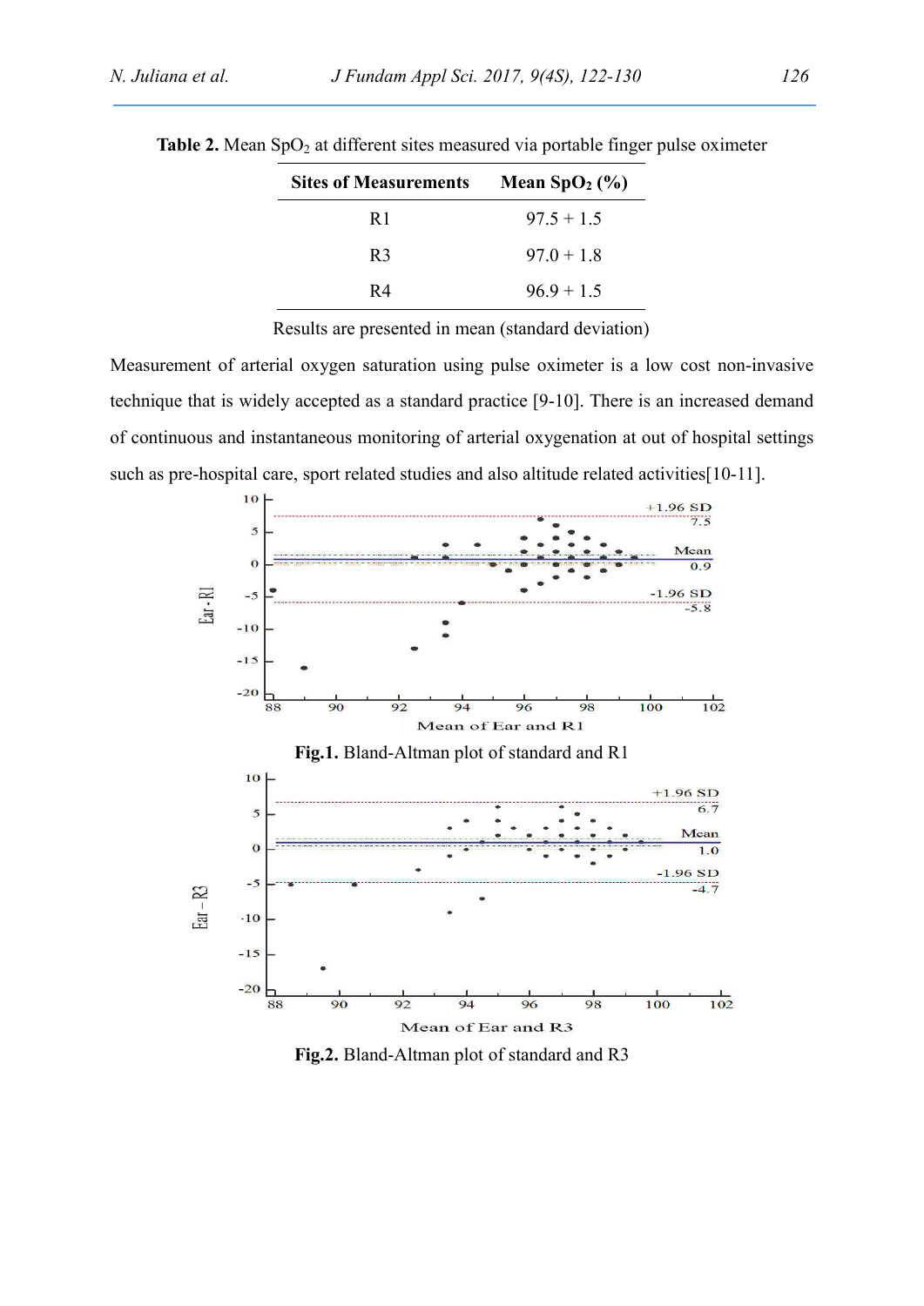**Table 2.** Mean $SpO_2$ at different sites measured via portable finger pulse oximeter

| Sites of Measurements | Mean $SpO_2$ (%) |
|---|---|
| R1 | 97.5 + 1.5 |
| R3 | 97.0 + 1.8 |
| R4 | 96.9 + 1.5 |

Results are presented in mean (standard deviation)

Measurement of arterial oxygen saturation using pulse oximeter is a low cost non-invasive technique that is widely accepted as a standard practice [9-10]. There is an increased demand of continuous and instantaneous monitoring of arterial oxygenation at out of hospital settings such as pre-hospital care, sport related studies and also altitude related activities[10-11].

**Fig.1.** Bland-Altman plot of standard and R1

**Fig.2.** Bland-Altman plot of standard and R3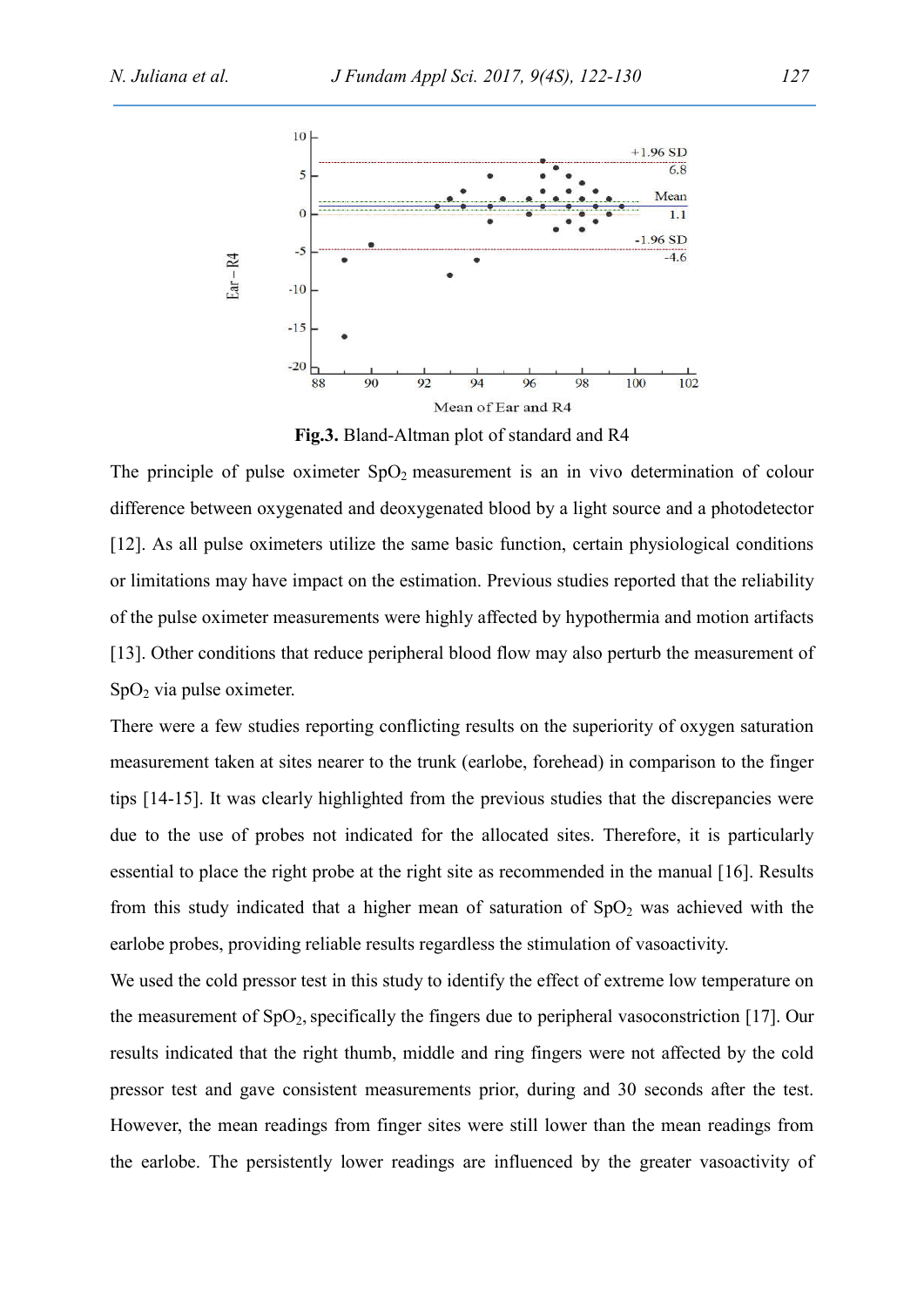**Fig.3.** Bland-Altman plot of standard and R4

The principle of pulse oximeter $SpO_2$ measurement is an in vivo determination of colour difference between oxygenated and deoxygenated blood by a light source and a photodetector [12]. As all pulse oximeters utilize the same basic function, certain physiological conditions or limitations may have impact on the estimation. Previous studies reported that the reliability of the pulse oximeter measurements were highly affected by hypothermia and motion artifacts [13]. Other conditions that reduce peripheral blood flow may also perturb the measurement of $SpO_2$ via pulse oximeter.

There were a few studies reporting conflicting results on the superiority of oxygen saturation measurement taken at sites nearer to the trunk (earlobe, forehead) in comparison to the finger tips [14-15]. It was clearly highlighted from the previous studies that the discrepancies were due to the use of probes not indicated for the allocated sites. Therefore, it is particularly essential to place the right probe at the right site as recommended in the manual [16]. Results from this study indicated that a higher mean of saturation of $SpO_2$ was achieved with the earlobe probes, providing reliable results regardless the stimulation of vasoactivity.

We used the cold pressor test in this study to identify the effect of extreme low temperature on the measurement of $SpO_2$, specifically the fingers due to peripheral vasoconstriction [17]. Our results indicated that the right thumb, middle and ring fingers were not affected by the cold pressor test and gave consistent measurements prior, during and 30 seconds after the test. However, the mean readings from finger sites were still lower than the mean readings from the earlobe. The persistently lower readings are influenced by the greater vasoactivity of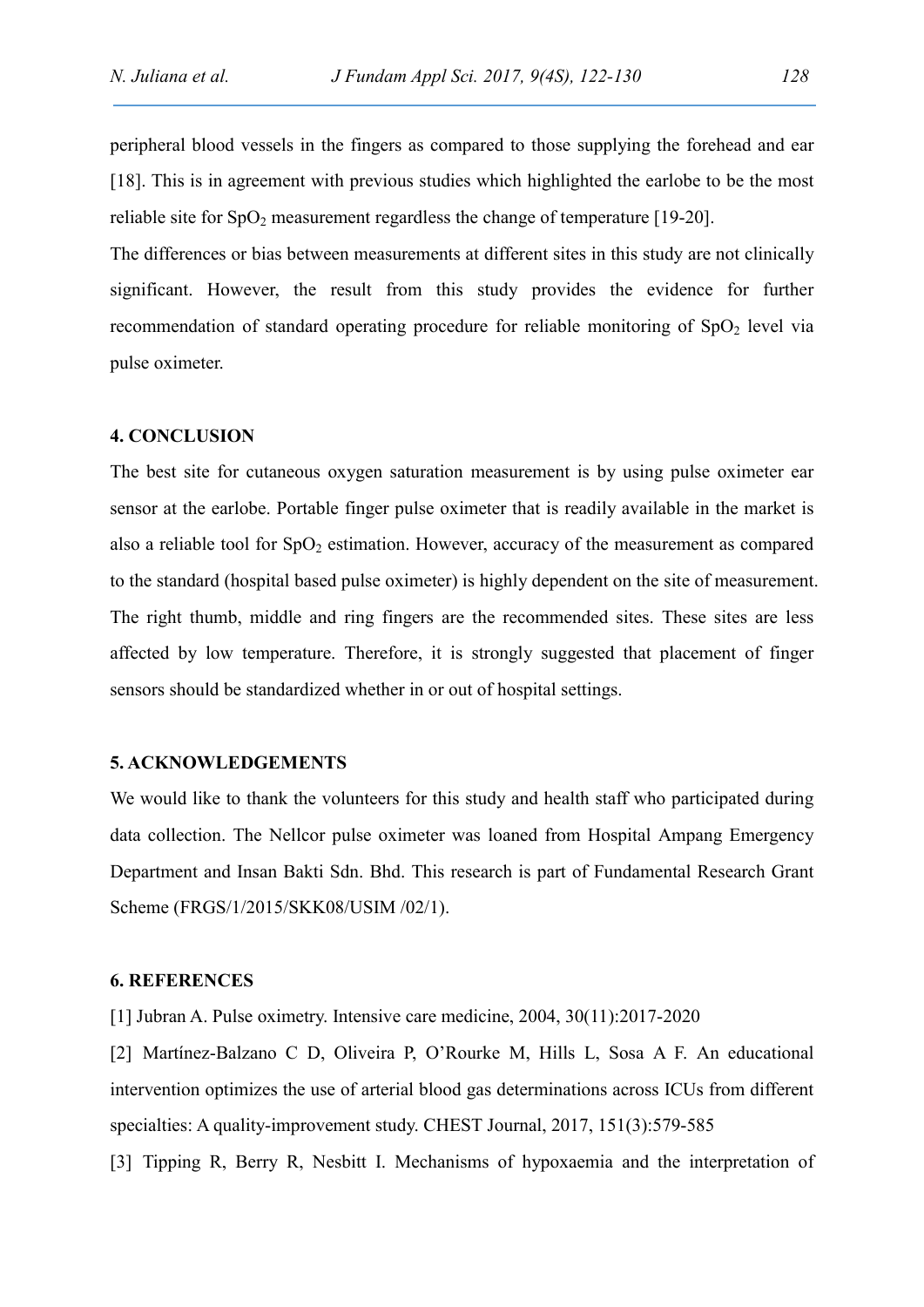peripheral blood vessels in the fingers as compared to those supplying the forehead and ear [18]. This is in agreement with previous studies which highlighted the earlobe to be the most reliable site for $SpO_2$ measurement regardless the change of temperature [19-20].

The differences or bias between measurements at different sites in this study are not clinically significant. However, the result from this study provides the evidence for further recommendation of standard operating procedure for reliable monitoring of $SpO_2$ level via pulse oximeter.

## 4. CONCLUSION

The best site for cutaneous oxygen saturation measurement is by using pulse oximeter ear sensor at the earlobe. Portable finger pulse oximeter that is readily available in the market is also a reliable tool for $SpO_2$ estimation. However, accuracy of the measurement as compared to the standard (hospital based pulse oximeter) is highly dependent on the site of measurement. The right thumb, middle and ring fingers are the recommended sites. These sites are less affected by low temperature. Therefore, it is strongly suggested that placement of finger sensors should be standardized whether in or out of hospital settings.

## 5. ACKNOWLEDGEMENTS

We would like to thank the volunteers for this study and health staff who participated during data collection. The Nellcor pulse oximeter was loaned from Hospital Ampang Emergency Department and Insan Bakti Sdn. Bhd. This research is part of Fundamental Research Grant Scheme (FRGS/1/2015/SKK08/USIM /02/1).

## 6. REFERENCES

[1] Jubran A. Pulse oximetry. Intensive care medicine, 2004, 30(11):2017-2020

[2] Martínez-Balzano C D, Oliveira P, O'Rourke M, Hills L, Sosa A F. An educational intervention optimizes the use of arterial blood gas determinations across ICUs from different specialties: A quality-improvement study. CHEST Journal, 2017, 151(3):579-585

[3] Tipping R, Berry R, Nesbitt I. Mechanisms of hypoxaemia and the interpretation of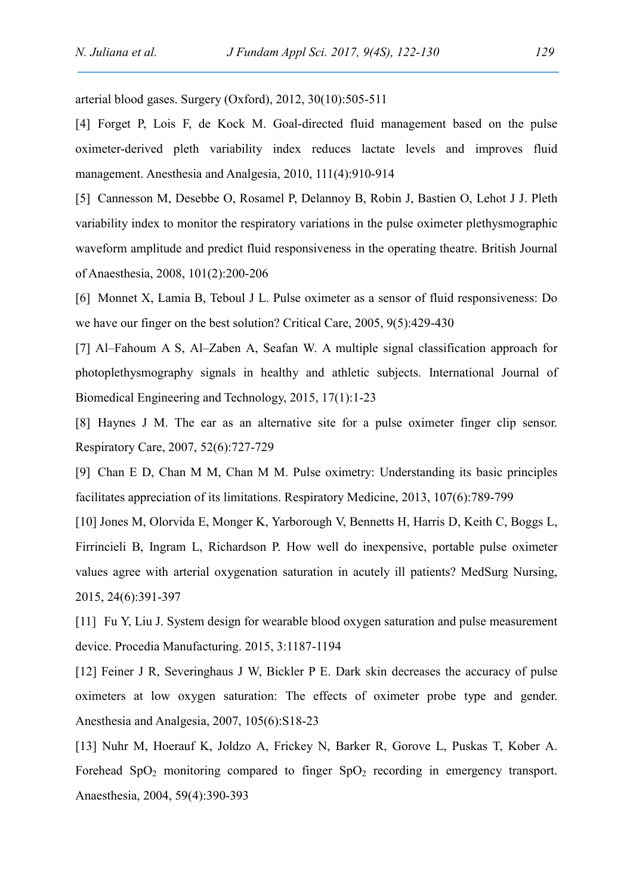arterial blood gases. Surgery (Oxford), 2012, 30(10):505-511

[4] Forget P, Lois F, de Kock M. Goal-directed fluid management based on the pulse oximeter-derived pleth variability index reduces lactate levels and improves fluid management. Anesthesia and Analgesia, 2010, 111(4):910-914

[5] Cannesson M, Desebbe O, Rosamel P, Delannoy B, Robin J, Bastien O, Lehot J J. Pleth variability index to monitor the respiratory variations in the pulse oximeter plethysmographic waveform amplitude and predict fluid responsiveness in the operating theatre. British Journal of Anaesthesia, 2008, 101(2):200-206

[6] Monnet X, Lamia B, Teboul J L. Pulse oximeter as a sensor of fluid responsiveness: Do we have our finger on the best solution? Critical Care, 2005, 9(5):429-430

[7] Al–Fahoum A S, Al–Zaben A, Seafan W. A multiple signal classification approach for photoplethysmography signals in healthy and athletic subjects. International Journal of Biomedical Engineering and Technology, 2015, 17(1):1-23

[8] Haynes J M. The ear as an alternative site for a pulse oximeter finger clip sensor. Respiratory Care, 2007, 52(6):727-729

[9] Chan E D, Chan M M, Chan M M. Pulse oximetry: Understanding its basic principles facilitates appreciation of its limitations. Respiratory Medicine, 2013, 107(6):789-799

[10] Jones M, Olorvida E, Monger K, Yarborough V, Bennetts H, Harris D, Keith C, Boggs L, Firrincieli B, Ingram L, Richardson P. How well do inexpensive, portable pulse oximeter values agree with arterial oxygenation saturation in acutely ill patients? MedSurg Nursing, 2015, 24(6):391-397

[11] Fu Y, Liu J. System design for wearable blood oxygen saturation and pulse measurement device. Procedia Manufacturing. 2015, 3:1187-1194

[12] Feiner J R, Severinghaus J W, Bickler P E. Dark skin decreases the accuracy of pulse oximeters at low oxygen saturation: The effects of oximeter probe type and gender. Anesthesia and Analgesia, 2007, 105(6):S18-23

[13] Nuhr M, Hoerauf K, Joldzo A, Frickey N, Barker R, Gorove L, Puskas T, Kober A. Forehead $SpO_2$ monitoring compared to finger $SpO_2$ recording in emergency transport. Anaesthesia, 2004, 59(4):390-393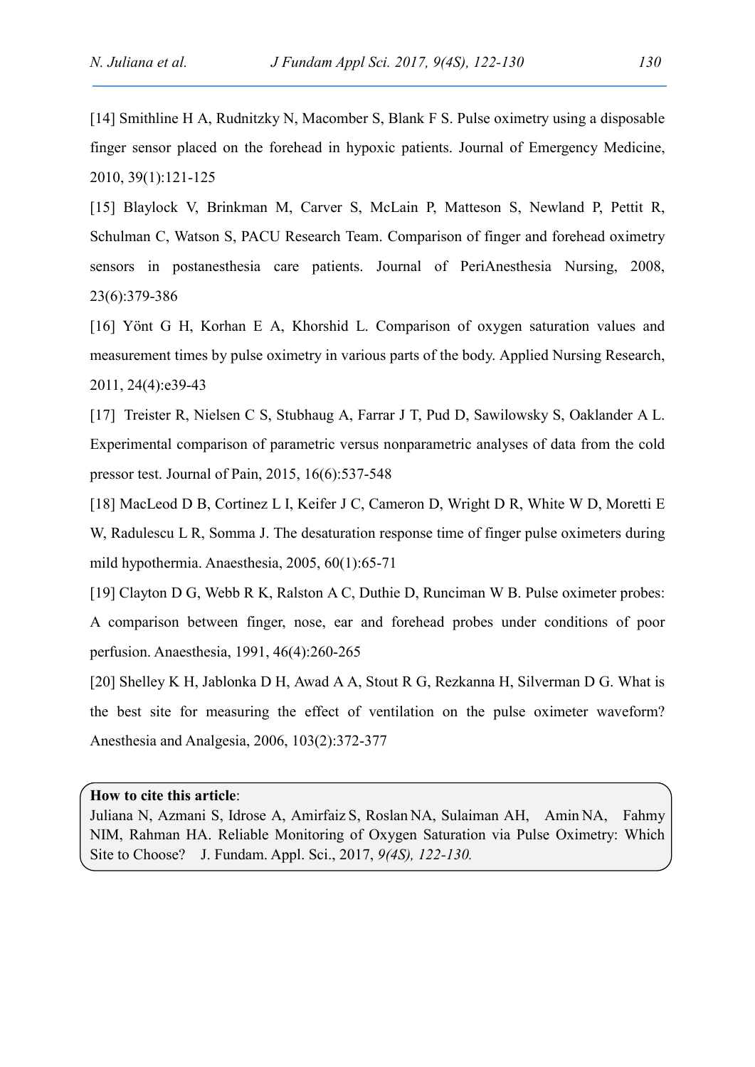[14] Smithline H A, Rudnitzky N, Macomber S, Blank F S. Pulse oximetry using a disposable finger sensor placed on the forehead in hypoxic patients. Journal of Emergency Medicine, 2010, 39(1):121-125

[15] Blaylock V, Brinkman M, Carver S, McLain P, Matteson S, Newland P, Pettit R, Schulman C, Watson S, PACU Research Team. Comparison of finger and forehead oximetry sensors in postanesthesia care patients. Journal of PeriAnesthesia Nursing, 2008, 23(6):379-386

[16] Yönt G H, Korhan E A, Khorshid L. Comparison of oxygen saturation values and measurement times by pulse oximetry in various parts of the body. Applied Nursing Research, 2011, 24(4):e39-43

[17] Treister R, Nielsen C S, Stubhaug A, Farrar J T, Pud D, Sawilowsky S, Oaklander A L. Experimental comparison of parametric versus nonparametric analyses of data from the cold pressor test. Journal of Pain, 2015, 16(6):537-548

[18] MacLeod D B, Cortinez L I, Keifer J C, Cameron D, Wright D R, White W D, Moretti E W, Radulescu L R, Somma J. The desaturation response time of finger pulse oximeters during mild hypothermia. Anaesthesia, 2005, 60(1):65-71

[19] Clayton D G, Webb R K, Ralston A C, Duthie D, Runciman W B. Pulse oximeter probes: A comparison between finger, nose, ear and forehead probes under conditions of poor perfusion. Anaesthesia, 1991, 46(4):260-265

[20] Shelley K H, Jablonka D H, Awad A A, Stout R G, Rezkanna H, Silverman D G. What is the best site for measuring the effect of ventilation on the pulse oximeter waveform? Anesthesia and Analgesia, 2006, 103(2):372-377

**How to cite this article**:
Juliana N, Azmani S, Idrose A, Amirfaiz S, Roslan NA, Sulaiman AH, Amin NA, Fahmy NIM, Rahman HA. Reliable Monitoring of Oxygen Saturation via Pulse Oximetry: Which Site to Choose? J. Fundam. Appl. Sci., 2017, *9(4S), 122-130.*